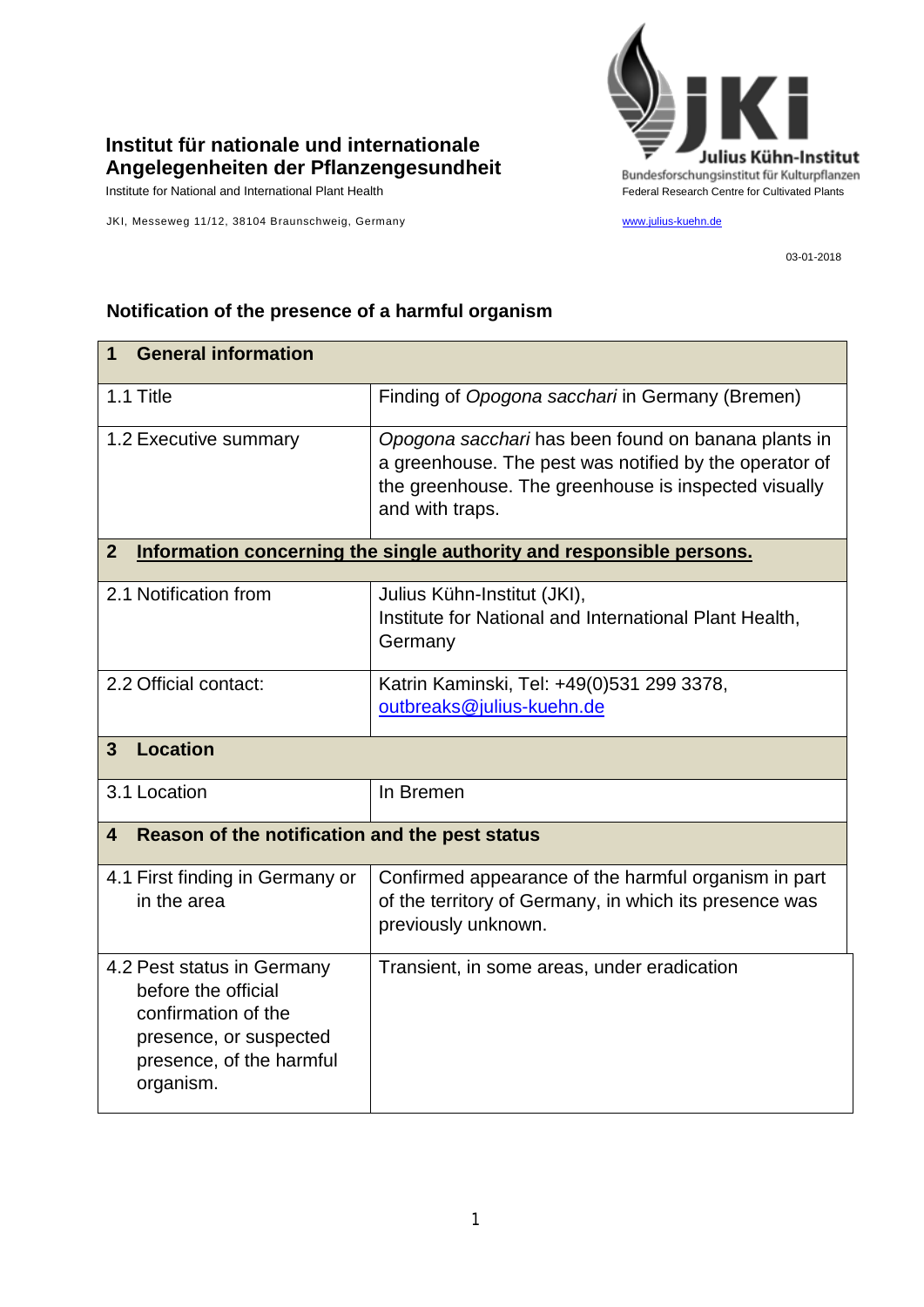**Institut für nationale und internationale Angelegenheiten der Pflanzengesundheit**

Institute for National and International Plant Health

JKI, Messeweg 11/12, 38104 Braunschweig, Germany

Julius Kühn-Institut
Bundesforschungsinstitut für Kulturpflanzen
Federal Research Centre for Cultivated Plants

www.julius-kuehn.de

03-01-2018

## Notification of the presence of a harmful organism

| **1 General information** | |
|---|---|
| 1.1 Title | Finding of *Opogona sacchari* in Germany (Bremen) |
| 1.2 Executive summary | *Opogona sacchari* has been found on banana plants in a greenhouse. The pest was notified by the operator of the greenhouse. The greenhouse is inspected visually and with traps. |
| **2 Information concerning the single authority and responsible persons.** | |
| 2.1 Notification from | Julius Kühn-Institut (JKI), Institute for National and International Plant Health, Germany |
| 2.2 Official contact: | Katrin Kaminski, Tel: +49(0)531 299 3378, outbreaks@julius-kuehn.de |
| **3 Location** | |
| 3.1 Location | In Bremen |
| **4 Reason of the notification and the pest status** | |
| 4.1 First finding in Germany or in the area | Confirmed appearance of the harmful organism in part of the territory of Germany, in which its presence was previously unknown. |
| 4.2 Pest status in Germany before the official confirmation of the presence, or suspected presence, of the harmful organism. | Transient, in some areas, under eradication |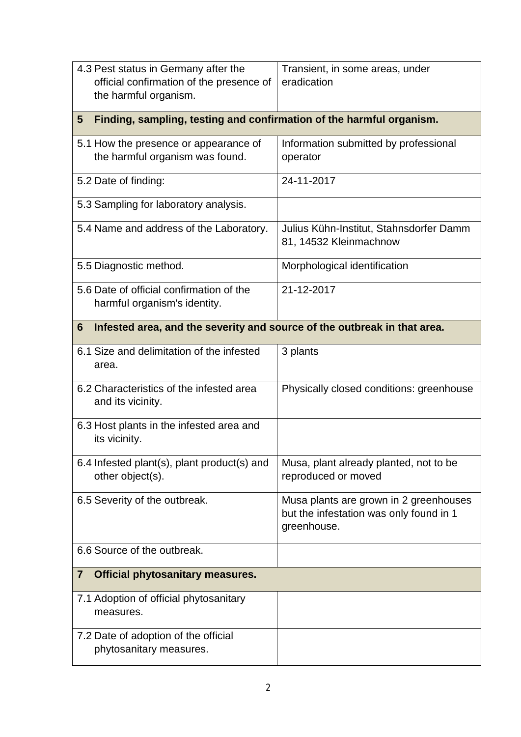| | |
|---|---|
| 4.3 Pest status in Germany after the official confirmation of the presence of the harmful organism. | Transient, in some areas, under eradication |
| **5 Finding, sampling, testing and confirmation of the harmful organism.** | |
| 5.1 How the presence or appearance of the harmful organism was found. | Information submitted by professional operator |
| 5.2 Date of finding: | 24-11-2017 |
| 5.3 Sampling for laboratory analysis. | |
| 5.4 Name and address of the Laboratory. | Julius Kühn-Institut, Stahnsdorfer Damm 81, 14532 Kleinmachnow |
| 5.5 Diagnostic method. | Morphological identification |
| 5.6 Date of official confirmation of the harmful organism's identity. | 21-12-2017 |
| **6 Infested area, and the severity and source of the outbreak in that area.** | |
| 6.1 Size and delimitation of the infested area. | 3 plants |
| 6.2 Characteristics of the infested area and its vicinity. | Physically closed conditions: greenhouse |
| 6.3 Host plants in the infested area and its vicinity. | |
| 6.4 Infested plant(s), plant product(s) and other object(s). | Musa, plant already planted, not to be reproduced or moved |
| 6.5 Severity of the outbreak. | Musa plants are grown in 2 greenhouses but the infestation was only found in 1 greenhouse. |
| 6.6 Source of the outbreak. | |
| **7 Official phytosanitary measures.** | |
| 7.1 Adoption of official phytosanitary measures. | |
| 7.2 Date of adoption of the official phytosanitary measures. | |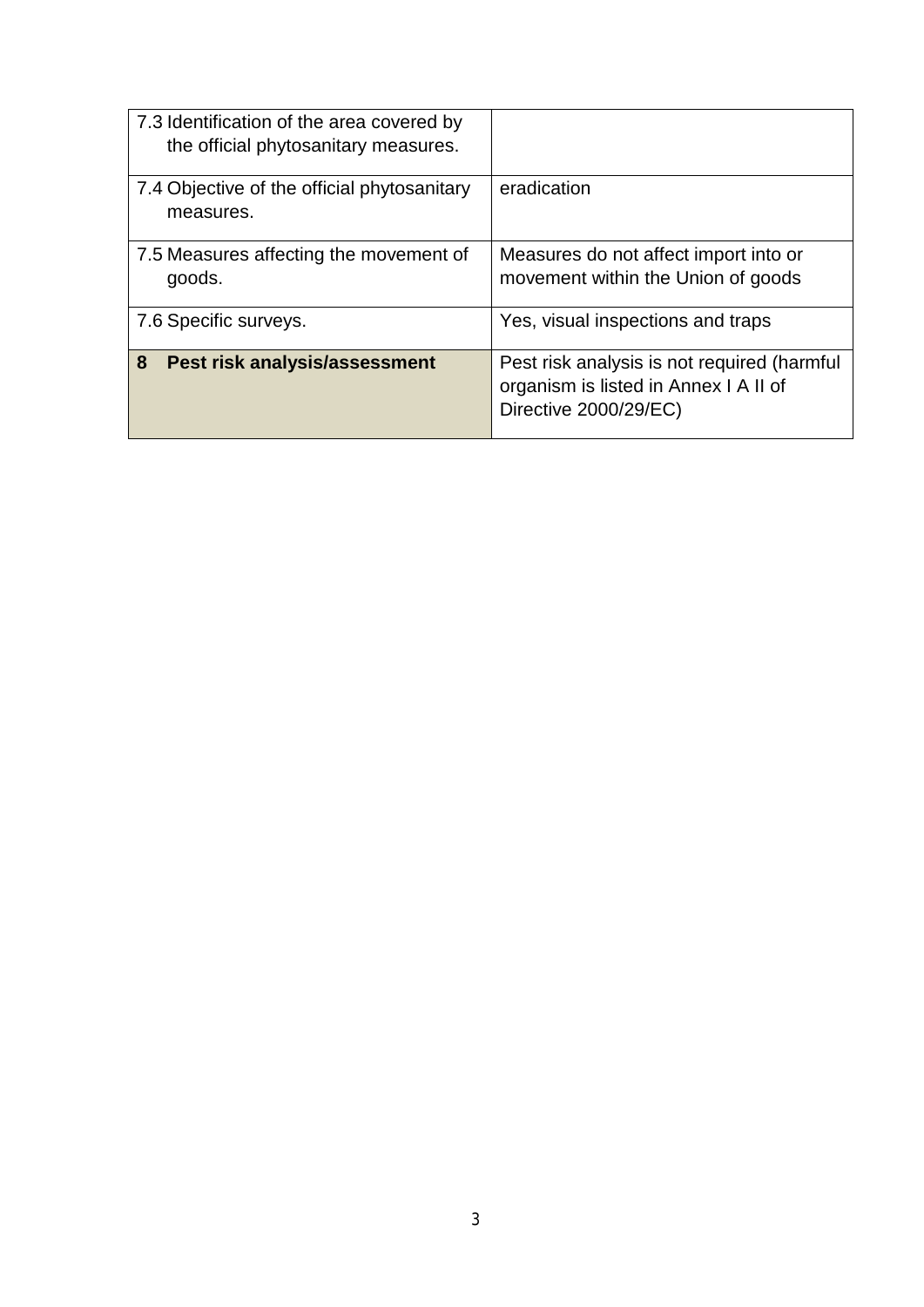| | |
|---|---|
| 7.3 Identification of the area covered by the official phytosanitary measures. | |
| 7.4 Objective of the official phytosanitary measures. | eradication |
| 7.5 Measures affecting the movement of goods. | Measures do not affect import into or movement within the Union of goods |
| 7.6 Specific surveys. | Yes, visual inspections and traps |
| **8 Pest risk analysis/assessment** | Pest risk analysis is not required (harmful organism is listed in Annex I A II of Directive 2000/29/EC) |